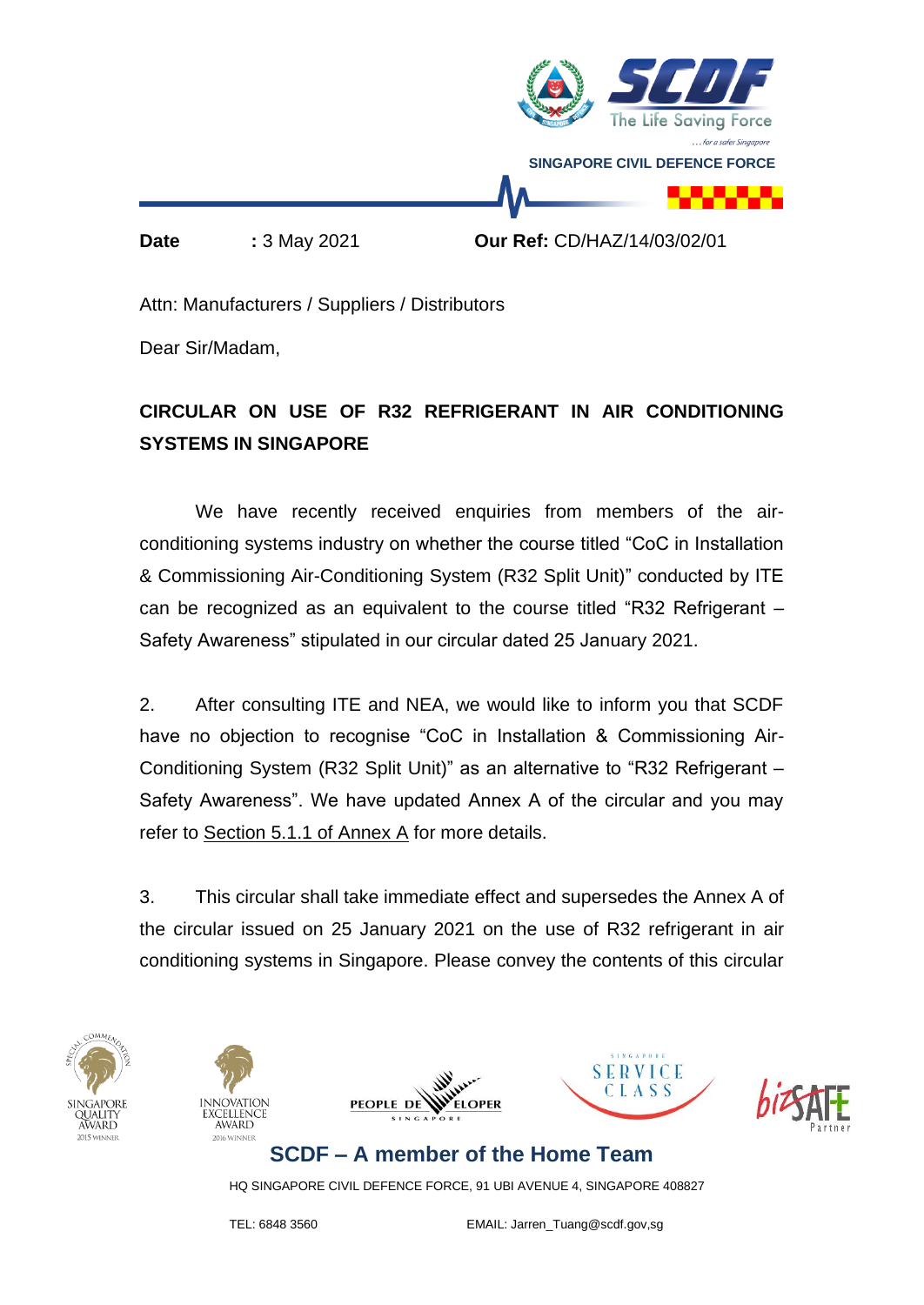SINGAPORE CIVIL DEFENCE FORCE

**Date** : 3 May 2021 **Our Ref:** CD/HAZ/14/03/02/01

Attn: Manufacturers / Suppliers / Distributors

Dear Sir/Madam,

**CIRCULAR ON USE OF R32 REFRIGERANT IN AIR CONDITIONING SYSTEMS IN SINGAPORE**

We have recently received enquiries from members of the air-conditioning systems industry on whether the course titled "CoC in Installation & Commissioning Air-Conditioning System (R32 Split Unit)" conducted by ITE can be recognized as an equivalent to the course titled "R32 Refrigerant – Safety Awareness" stipulated in our circular dated 25 January 2021.

2. After consulting ITE and NEA, we would like to inform you that SCDF have no objection to recognise "CoC in Installation & Commissioning Air-Conditioning System (R32 Split Unit)" as an alternative to "R32 Refrigerant – Safety Awareness". We have updated Annex A of the circular and you may refer to Section 5.1.1 of Annex A for more details.

3. This circular shall take immediate effect and supersedes the Annex A of the circular issued on 25 January 2021 on the use of R32 refrigerant in air conditioning systems in Singapore. Please convey the contents of this circular

SCDF – A member of the Home Team

HQ SINGAPORE CIVIL DEFENCE FORCE, 91 UBI AVENUE 4, SINGAPORE 408827

TEL: 6848 3560 EMAIL: Jarren_Tuang@scdf.gov,sg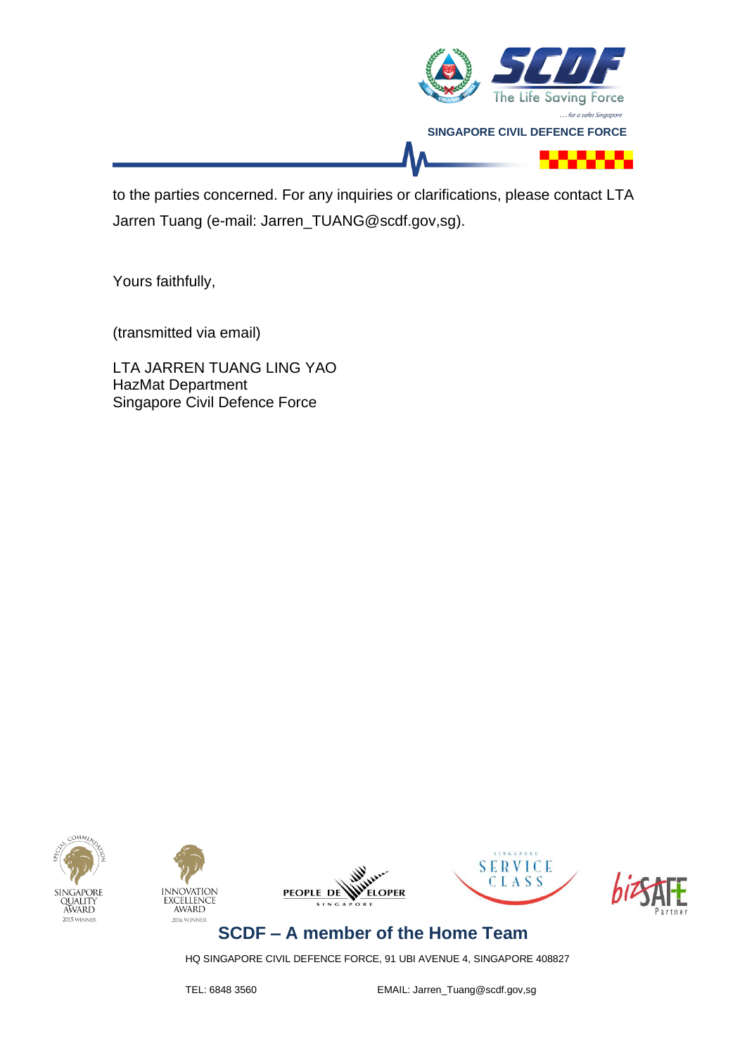to the parties concerned. For any inquiries or clarifications, please contact LTA Jarren Tuang (e-mail: Jarren_TUANG@scdf.gov,sg).

Yours faithfully,

(transmitted via email)

LTA JARREN TUANG LING YAO
HazMat Department
Singapore Civil Defence Force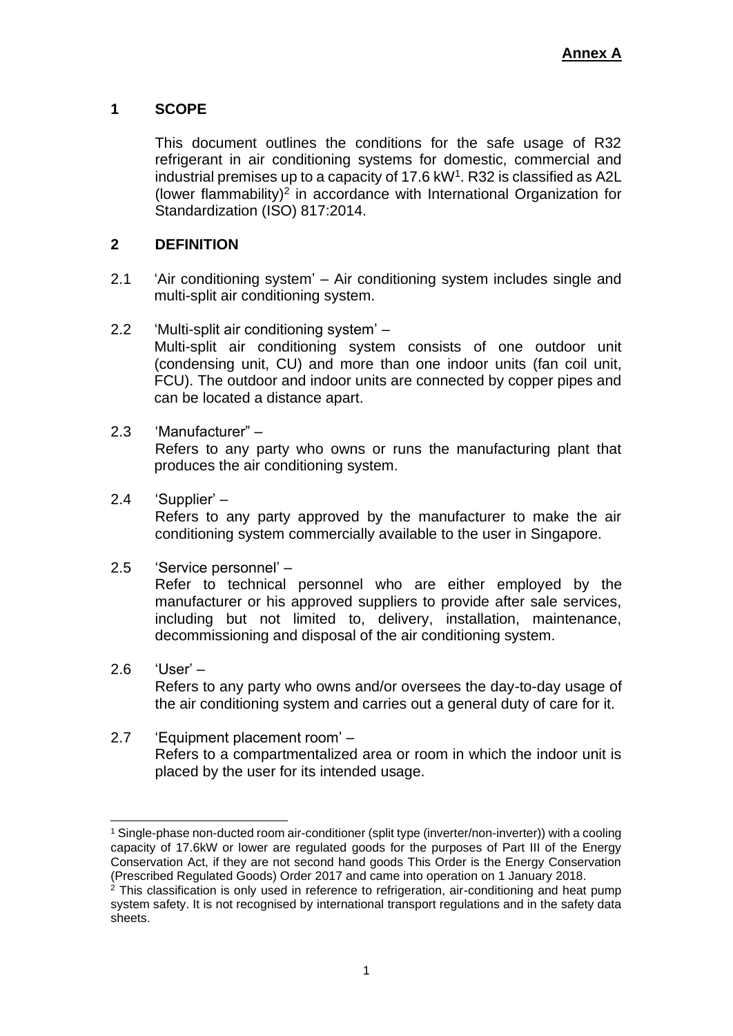**Annex A**

## 1 SCOPE

This document outlines the conditions for the safe usage of R32 refrigerant in air conditioning systems for domestic, commercial and industrial premises up to a capacity of 17.6 kW[1]. R32 is classified as A2L (lower flammability)[2] in accordance with International Organization for Standardization (ISO) 817:2014.

## 2 DEFINITION

2.1 'Air conditioning system' – Air conditioning system includes single and multi-split air conditioning system.

2.2 'Multi-split air conditioning system' –
Multi-split air conditioning system consists of one outdoor unit (condensing unit, CU) and more than one indoor units (fan coil unit, FCU). The outdoor and indoor units are connected by copper pipes and can be located a distance apart.

2.3 'Manufacturer" –
Refers to any party who owns or runs the manufacturing plant that produces the air conditioning system.

2.4 'Supplier' –
Refers to any party approved by the manufacturer to make the air conditioning system commercially available to the user in Singapore.

2.5 'Service personnel' –
Refer to technical personnel who are either employed by the manufacturer or his approved suppliers to provide after sale services, including but not limited to, delivery, installation, maintenance, decommissioning and disposal of the air conditioning system.

2.6 'User' –
Refers to any party who owns and/or oversees the day-to-day usage of the air conditioning system and carries out a general duty of care for it.

2.7 'Equipment placement room' –
Refers to a compartmentalized area or room in which the indoor unit is placed by the user for its intended usage.

---

[1] Single-phase non-ducted room air-conditioner (split type (inverter/non-inverter)) with a cooling capacity of 17.6kW or lower are regulated goods for the purposes of Part III of the Energy Conservation Act, if they are not second hand goods This Order is the Energy Conservation (Prescribed Regulated Goods) Order 2017 and came into operation on 1 January 2018.

[2] This classification is only used in reference to refrigeration, air-conditioning and heat pump system safety. It is not recognised by international transport regulations and in the safety data sheets.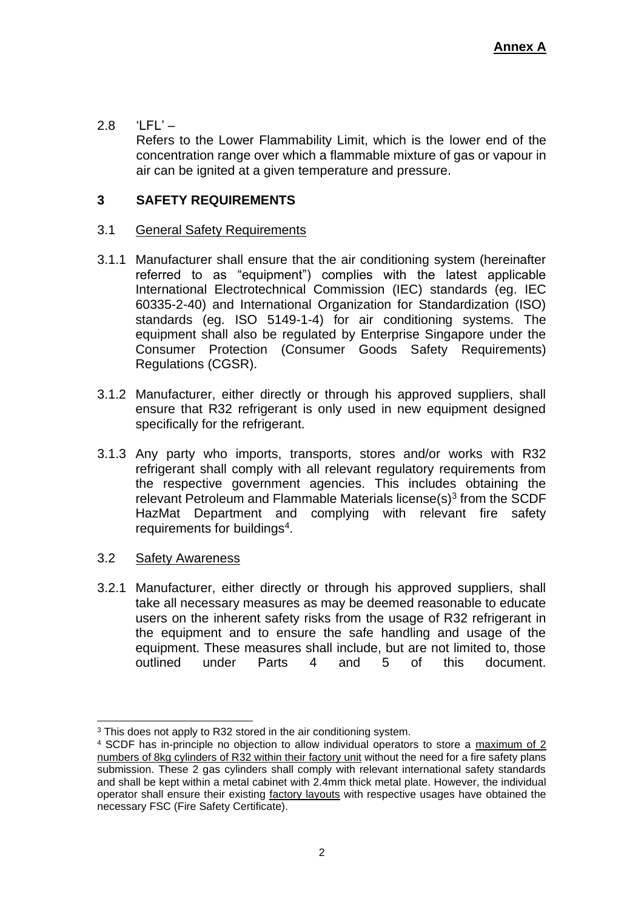**Annex A**

2.8 'LFL' –
Refers to the Lower Flammability Limit, which is the lower end of the concentration range over which a flammable mixture of gas or vapour in air can be ignited at a given temperature and pressure.

## 3 SAFETY REQUIREMENTS

### 3.1 General Safety Requirements

3.1.1 Manufacturer shall ensure that the air conditioning system (hereinafter referred to as "equipment") complies with the latest applicable International Electrotechnical Commission (IEC) standards (eg. IEC 60335-2-40) and International Organization for Standardization (ISO) standards (eg. ISO 5149-1-4) for air conditioning systems. The equipment shall also be regulated by Enterprise Singapore under the Consumer Protection (Consumer Goods Safety Requirements) Regulations (CGSR).

3.1.2 Manufacturer, either directly or through his approved suppliers, shall ensure that R32 refrigerant is only used in new equipment designed specifically for the refrigerant.

3.1.3 Any party who imports, transports, stores and/or works with R32 refrigerant shall comply with all relevant regulatory requirements from the respective government agencies. This includes obtaining the relevant Petroleum and Flammable Materials license(s)[3] from the SCDF HazMat Department and complying with relevant fire safety requirements for buildings[4].

### 3.2 Safety Awareness

3.2.1 Manufacturer, either directly or through his approved suppliers, shall take all necessary measures as may be deemed reasonable to educate users on the inherent safety risks from the usage of R32 refrigerant in the equipment and to ensure the safe handling and usage of the equipment. These measures shall include, but are not limited to, those outlined under Parts 4 and 5 of this document.

---

[3] This does not apply to R32 stored in the air conditioning system.

[4] SCDF has in-principle no objection to allow individual operators to store a maximum of 2 numbers of 8kg cylinders of R32 within their factory unit without the need for a fire safety plans submission. These 2 gas cylinders shall comply with relevant international safety standards and shall be kept within a metal cabinet with 2.4mm thick metal plate. However, the individual operator shall ensure their existing factory layouts with respective usages have obtained the necessary FSC (Fire Safety Certificate).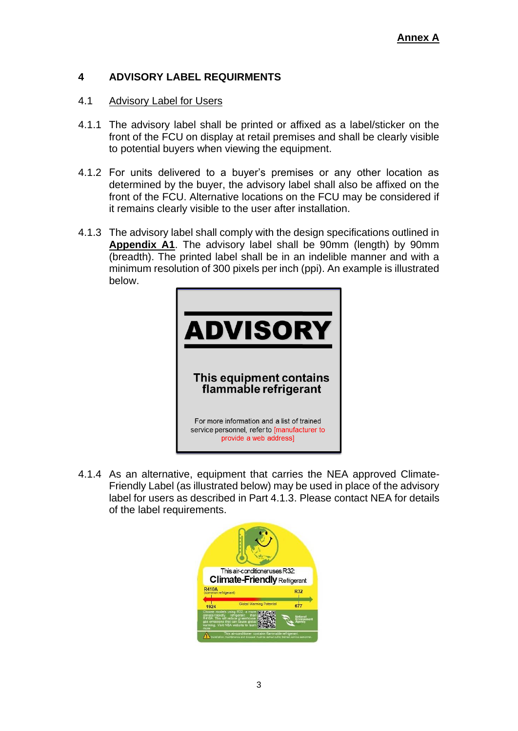**Annex A**

## 4 ADVISORY LABEL REQUIRMENTS

### 4.1 Advisory Label for Users

4.1.1 The advisory label shall be printed or affixed as a label/sticker on the front of the FCU on display at retail premises and shall be clearly visible to potential buyers when viewing the equipment.

4.1.2 For units delivered to a buyer's premises or any other location as determined by the buyer, the advisory label shall also be affixed on the front of the FCU. Alternative locations on the FCU may be considered if it remains clearly visible to the user after installation.

4.1.3 The advisory label shall comply with the design specifications outlined in **Appendix A1**. The advisory label shall be 90mm (length) by 90mm (breadth). The printed label shall be in an indelible manner and with a minimum resolution of 300 pixels per inch (ppi). An example is illustrated below.

**ADVISORY**

**This equipment contains flammable refrigerant**

For more information and a list of trained service personnel, refer to [manufacturer to provide a web address]

4.1.4 As an alternative, equipment that carries the NEA approved Climate-Friendly Label (as illustrated below) may be used in place of the advisory label for users as described in Part 4.1.3. Please contact NEA for details of the label requirements.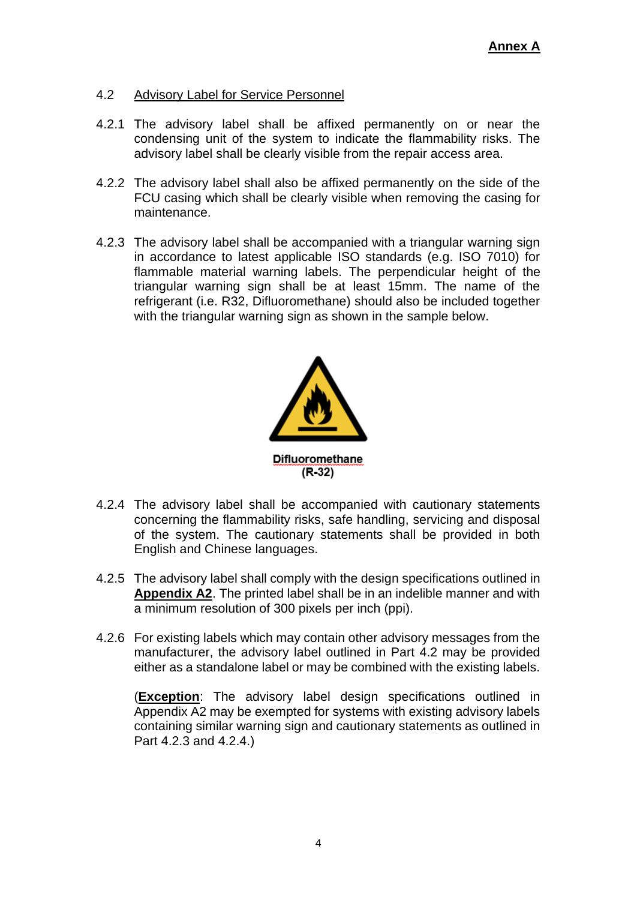**Annex A**

4.2 Advisory Label for Service Personnel

4.2.1 The advisory label shall be affixed permanently on or near the condensing unit of the system to indicate the flammability risks. The advisory label shall be clearly visible from the repair access area.

4.2.2 The advisory label shall also be affixed permanently on the side of the FCU casing which shall be clearly visible when removing the casing for maintenance.

4.2.3 The advisory label shall be accompanied with a triangular warning sign in accordance to latest applicable ISO standards (e.g. ISO 7010) for flammable material warning labels. The perpendicular height of the triangular warning sign shall be at least 15mm. The name of the refrigerant (i.e. R32, Difluoromethane) should also be included together with the triangular warning sign as shown in the sample below.

**Difluoromethane**
**(R-32)**

4.2.4 The advisory label shall be accompanied with cautionary statements concerning the flammability risks, safe handling, servicing and disposal of the system. The cautionary statements shall be provided in both English and Chinese languages.

4.2.5 The advisory label shall comply with the design specifications outlined in **Appendix A2**. The printed label shall be in an indelible manner and with a minimum resolution of 300 pixels per inch (ppi).

4.2.6 For existing labels which may contain other advisory messages from the manufacturer, the advisory label outlined in Part 4.2 may be provided either as a standalone label or may be combined with the existing labels.

(**Exception**: The advisory label design specifications outlined in Appendix A2 may be exempted for systems with existing advisory labels containing similar warning sign and cautionary statements as outlined in Part 4.2.3 and 4.2.4.)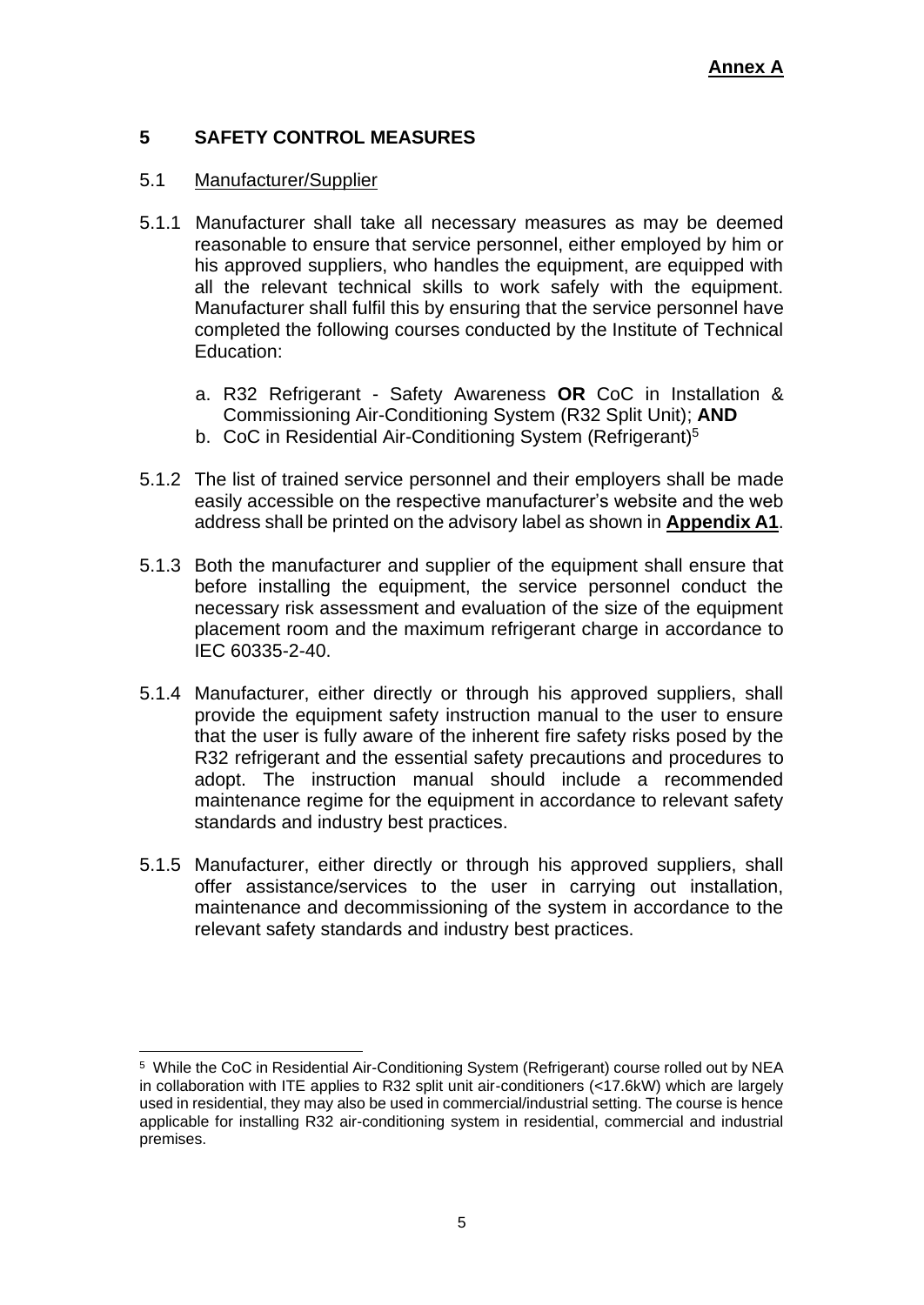**Annex A**

## 5 SAFETY CONTROL MEASURES

### 5.1 Manufacturer/Supplier

5.1.1 Manufacturer shall take all necessary measures as may be deemed reasonable to ensure that service personnel, either employed by him or his approved suppliers, who handles the equipment, are equipped with all the relevant technical skills to work safely with the equipment. Manufacturer shall fulfil this by ensuring that the service personnel have completed the following courses conducted by the Institute of Technical Education:

a. R32 Refrigerant - Safety Awareness **OR** CoC in Installation & Commissioning Air-Conditioning System (R32 Split Unit); **AND**
b. CoC in Residential Air-Conditioning System (Refrigerant)[5]

5.1.2 The list of trained service personnel and their employers shall be made easily accessible on the respective manufacturer's website and the web address shall be printed on the advisory label as shown in **Appendix A1**.

5.1.3 Both the manufacturer and supplier of the equipment shall ensure that before installing the equipment, the service personnel conduct the necessary risk assessment and evaluation of the size of the equipment placement room and the maximum refrigerant charge in accordance to IEC 60335-2-40.

5.1.4 Manufacturer, either directly or through his approved suppliers, shall provide the equipment safety instruction manual to the user to ensure that the user is fully aware of the inherent fire safety risks posed by the R32 refrigerant and the essential safety precautions and procedures to adopt. The instruction manual should include a recommended maintenance regime for the equipment in accordance to relevant safety standards and industry best practices.

5.1.5 Manufacturer, either directly or through his approved suppliers, shall offer assistance/services to the user in carrying out installation, maintenance and decommissioning of the system in accordance to the relevant safety standards and industry best practices.

---

[5] While the CoC in Residential Air-Conditioning System (Refrigerant) course rolled out by NEA in collaboration with ITE applies to R32 split unit air-conditioners (<17.6kW) which are largely used in residential, they may also be used in commercial/industrial setting. The course is hence applicable for installing R32 air-conditioning system in residential, commercial and industrial premises.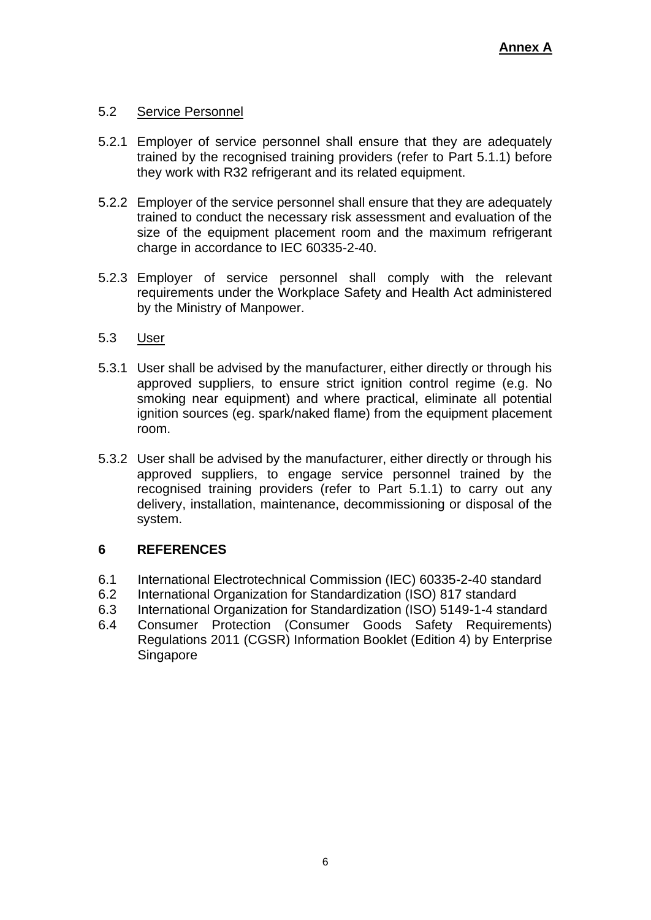**Annex A**

### 5.2 Service Personnel

5.2.1 Employer of service personnel shall ensure that they are adequately trained by the recognised training providers (refer to Part 5.1.1) before they work with R32 refrigerant and its related equipment.

5.2.2 Employer of the service personnel shall ensure that they are adequately trained to conduct the necessary risk assessment and evaluation of the size of the equipment placement room and the maximum refrigerant charge in accordance to IEC 60335-2-40.

5.2.3 Employer of service personnel shall comply with the relevant requirements under the Workplace Safety and Health Act administered by the Ministry of Manpower.

### 5.3 User

5.3.1 User shall be advised by the manufacturer, either directly or through his approved suppliers, to ensure strict ignition control regime (e.g. No smoking near equipment) and where practical, eliminate all potential ignition sources (eg. spark/naked flame) from the equipment placement room.

5.3.2 User shall be advised by the manufacturer, either directly or through his approved suppliers, to engage service personnel trained by the recognised training providers (refer to Part 5.1.1) to carry out any delivery, installation, maintenance, decommissioning or disposal of the system.

## 6 REFERENCES

6.1 International Electrotechnical Commission (IEC) 60335-2-40 standard
6.2 International Organization for Standardization (ISO) 817 standard
6.3 International Organization for Standardization (ISO) 5149-1-4 standard
6.4 Consumer Protection (Consumer Goods Safety Requirements) Regulations 2011 (CGSR) Information Booklet (Edition 4) by Enterprise Singapore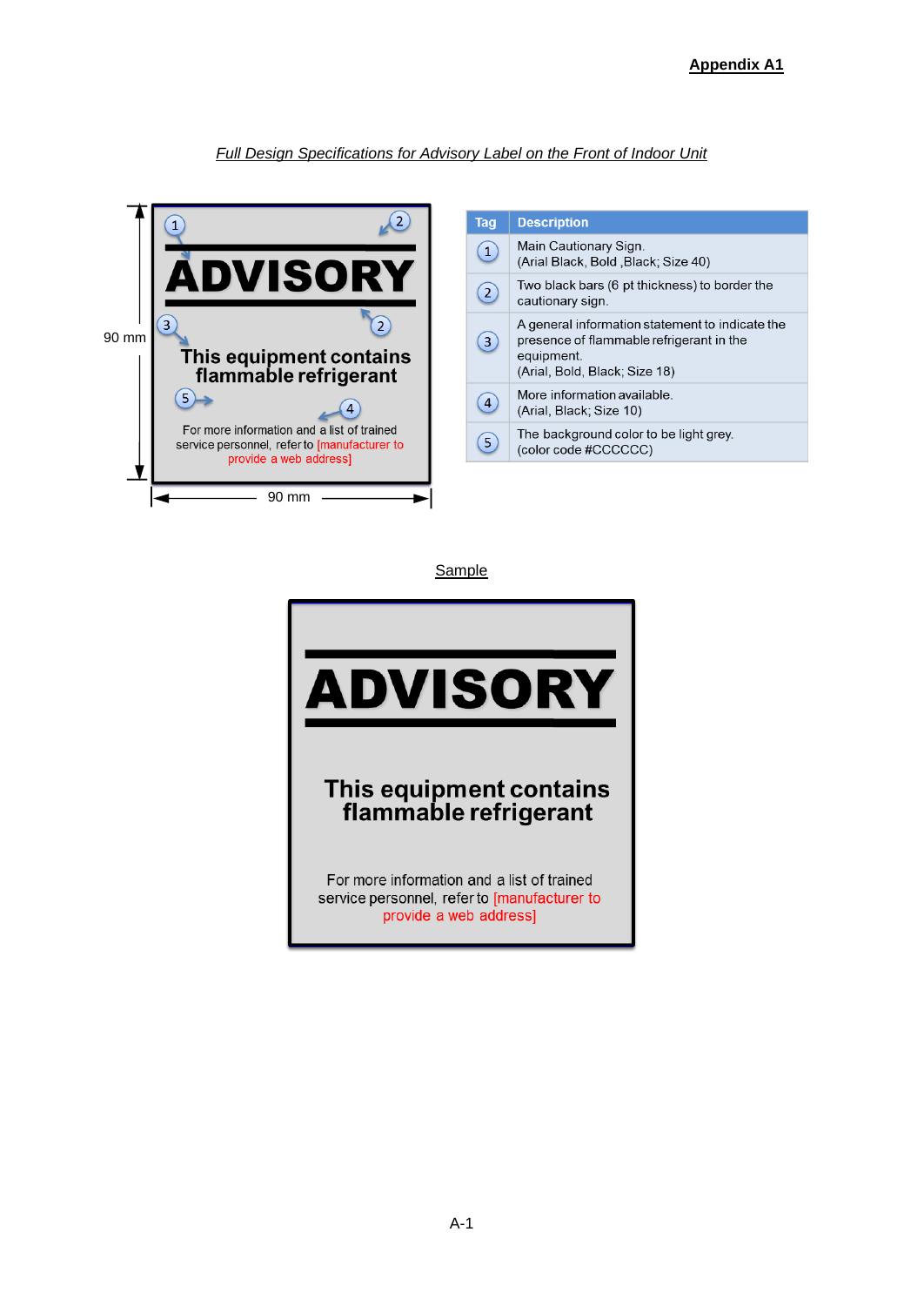**Appendix A1**

*Full Design Specifications for Advisory Label on the Front of Indoor Unit*

90 mm × 90 mm

ADVISORY

This equipment contains flammable refrigerant

For more information and a list of trained service personnel, refer to [manufacturer to provide a web address]

| Tag | Description |
|---|---|
| 1 | Main Cautionary Sign. (Arial Black, Bold ,Black; Size 40) |
| 2 | Two black bars (6 pt thickness) to border the cautionary sign. |
| 3 | A general information statement to indicate the presence of flammable refrigerant in the equipment. (Arial, Bold, Black; Size 18) |
| 4 | More information available. (Arial, Black; Size 10) |
| 5 | The background color to be light grey. (color code #CCCCCC) |

Sample

ADVISORY

This equipment contains flammable refrigerant

For more information and a list of trained service personnel, refer to [manufacturer to provide a web address]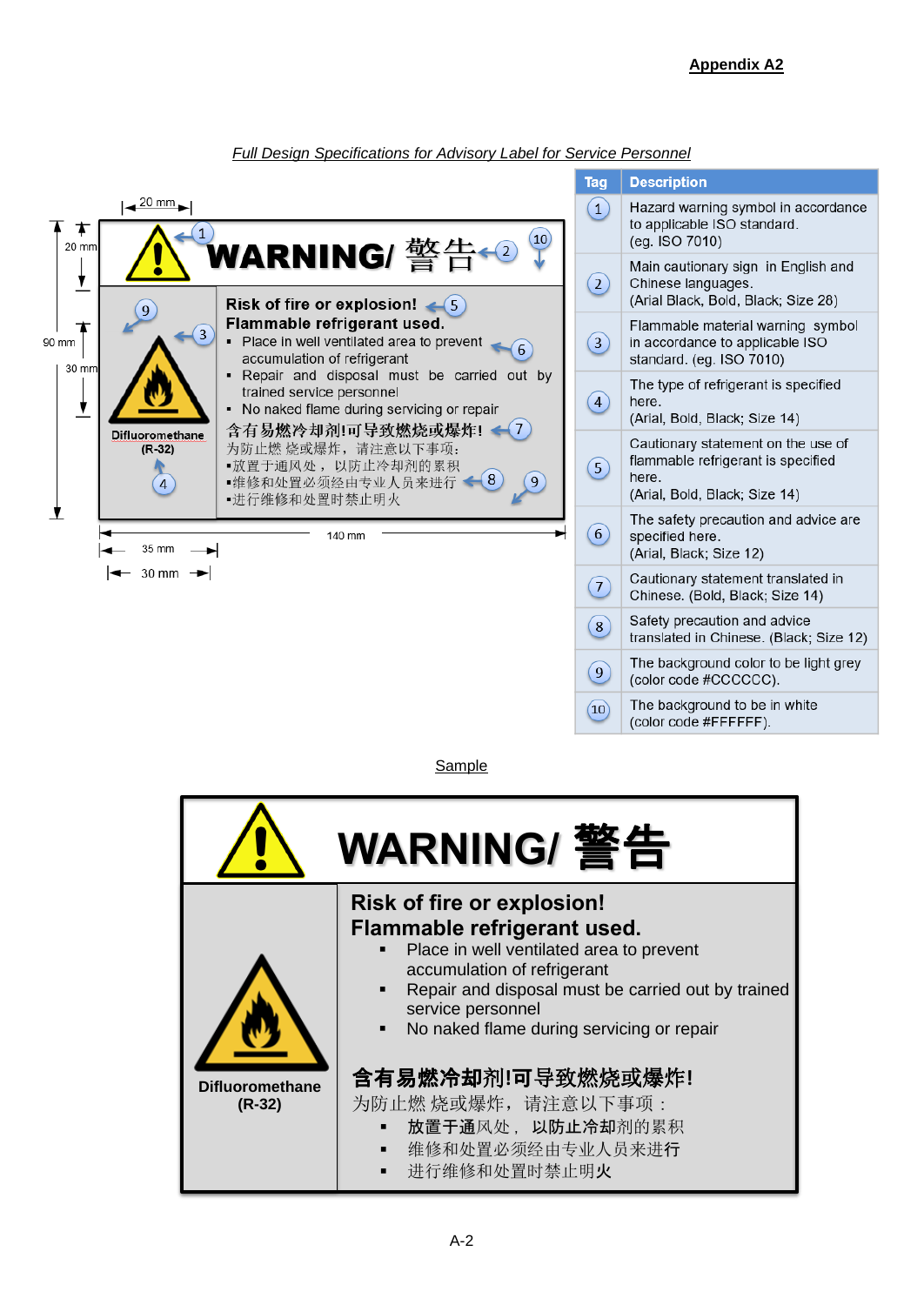**Appendix A2**

*Full Design Specifications for Advisory Label for Service Personnel*

20 mm

20 mm

90 mm

30 mm

WARNING/ 警告

Risk of fire or explosion!
Flammable refrigerant used.

- Place in well ventilated area to prevent accumulation of refrigerant
- Repair and disposal must be carried out by trained service personnel
- No naked flame during servicing or repair

含有易燃冷却剂!可导致燃烧或爆炸!
为防止燃 烧或爆炸，请注意以下事项：

- 放置于通风处， 以防止冷却剂的累积
- 维修和处置必须经由专业人员来进行
- 进行维修和处置时禁止明火

Difluoromethane
(R-32)

140 mm

35 mm

30 mm

| Tag | Description |
|---|---|
| 1 | Hazard warning symbol in accordance to applicable ISO standard. (eg. ISO 7010) |
| 2 | Main cautionary sign in English and Chinese languages. (Arial Black, Bold, Black; Size 28) |
| 3 | Flammable material warning symbol in accordance to applicable ISO standard. (eg. ISO 7010) |
| 4 | The type of refrigerant is specified here. (Arial, Bold, Black; Size 14) |
| 5 | Cautionary statement on the use of flammable refrigerant is specified here. (Arial, Bold, Black; Size 14) |
| 6 | The safety precaution and advice are specified here. (Arial, Black; Size 12) |
| 7 | Cautionary statement translated in Chinese. (Bold, Black; Size 14) |
| 8 | Safety precaution and advice translated in Chinese. (Black; Size 12) |
| 9 | The background color to be light grey (color code #CCCCCC). |
| 10 | The background to be in white (color code #FFFFFF). |

Sample

WARNING/ 警告

**Risk of fire or explosion!**
**Flammable refrigerant used.**

- Place in well ventilated area to prevent accumulation of refrigerant
- Repair and disposal must be carried out by trained service personnel
- No naked flame during servicing or repair

**含有易燃冷却剂!可导致燃烧或爆炸!**
为防止燃 烧或爆炸，请注意以下事项：

- 放置于通风处， 以防止冷却剂的累积
- 维修和处置必须经由专业人员来进行
- 进行维修和处置时禁止明火

**Difluoromethane**
**(R-32)**